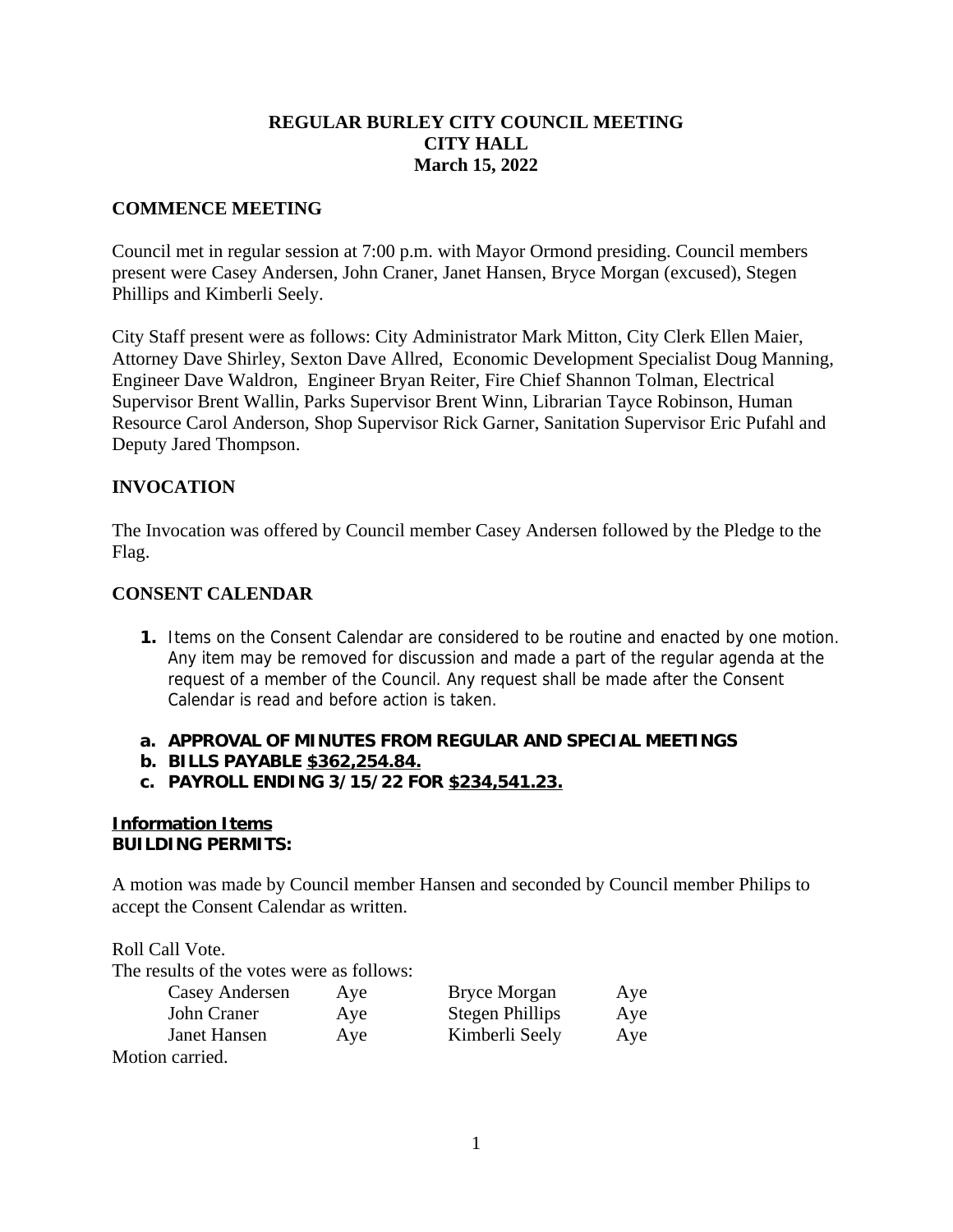# REGULAR BURLEY CITY COUNCIL MEETING
# CITY HALL
# March 15, 2022

## COMMENCE MEETING

Council met in regular session at 7:00 p.m. with Mayor Ormond presiding. Council members present were Casey Andersen, John Craner, Janet Hansen, Bryce Morgan (excused), Stegen Phillips and Kimberli Seely.

City Staff present were as follows: City Administrator Mark Mitton, City Clerk Ellen Maier, Attorney Dave Shirley, Sexton Dave Allred, Economic Development Specialist Doug Manning, Engineer Dave Waldron, Engineer Bryan Reiter, Fire Chief Shannon Tolman, Electrical Supervisor Brent Wallin, Parks Supervisor Brent Winn, Librarian Tayce Robinson, Human Resource Carol Anderson, Shop Supervisor Rick Garner, Sanitation Supervisor Eric Pufahl and Deputy Jared Thompson.

## INVOCATION

The Invocation was offered by Council member Casey Andersen followed by the Pledge to the Flag.

## CONSENT CALENDAR

1. Items on the Consent Calendar are considered to be routine and enacted by one motion. Any item may be removed for discussion and made a part of the regular agenda at the request of a member of the Council. Any request shall be made after the Consent Calendar is read and before action is taken.

- **a. APPROVAL OF MINUTES FROM REGULAR AND SPECIAL MEETINGS**
- **b. BILLS PAYABLE <u>$362,254.84.</u>**
- **c. PAYROLL ENDING 3/15/22 FOR <u>$234,541.23.</u>**

**<u>Information Items</u>**
**BUILDING PERMITS:**

A motion was made by Council member Hansen and seconded by Council member Philips to accept the Consent Calendar as written.

Roll Call Vote.
The results of the votes were as follows:

| | | | |
|---|---|---|---|
| Casey Andersen | Aye | Bryce Morgan | Aye |
| John Craner | Aye | Stegen Phillips | Aye |
| Janet Hansen | Aye | Kimberli Seely | Aye |

Motion carried.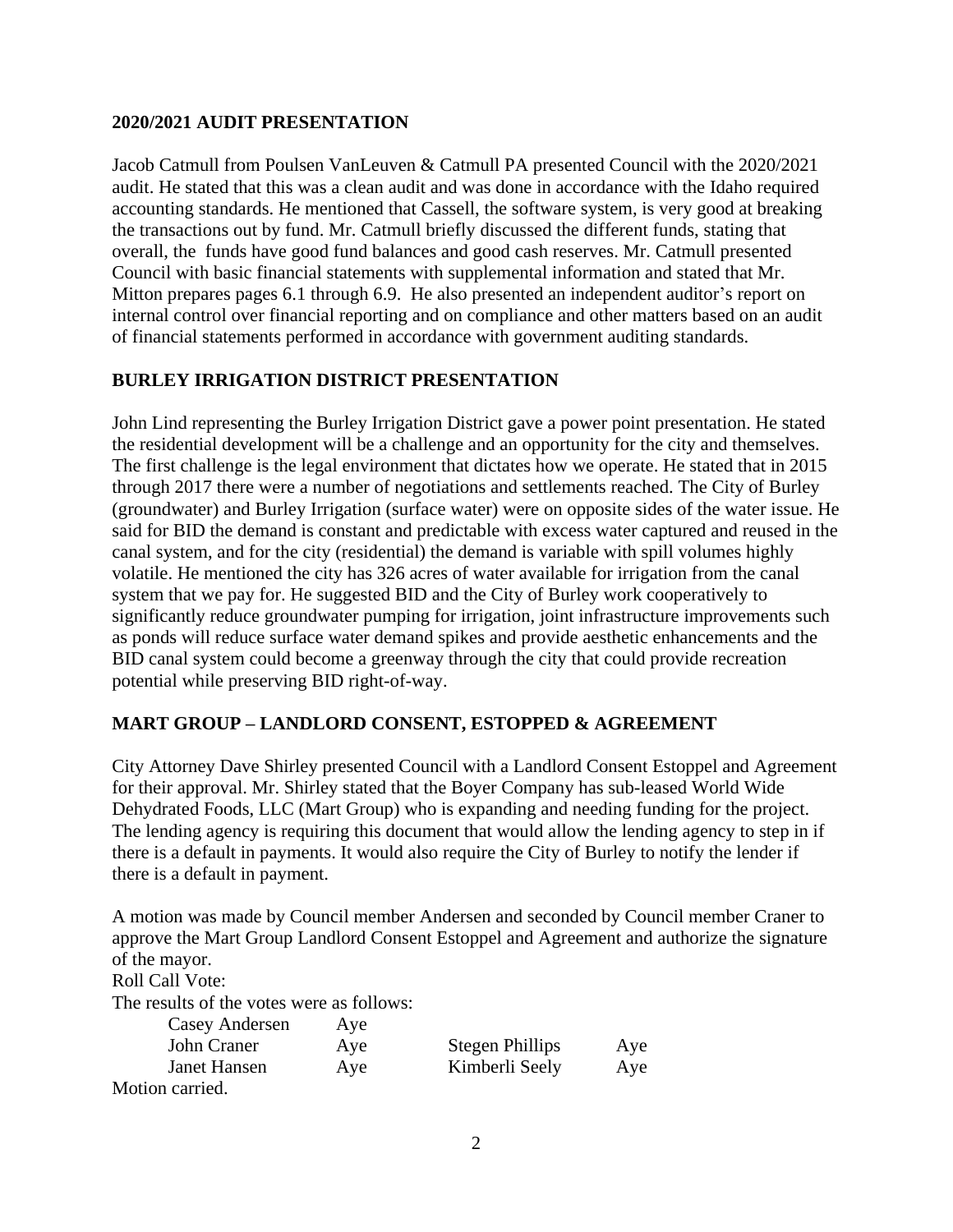**2020/2021 AUDIT PRESENTATION**

Jacob Catmull from Poulsen VanLeuven & Catmull PA presented Council with the 2020/2021 audit. He stated that this was a clean audit and was done in accordance with the Idaho required accounting standards. He mentioned that Cassell, the software system, is very good at breaking the transactions out by fund. Mr. Catmull briefly discussed the different funds, stating that overall, the funds have good fund balances and good cash reserves. Mr. Catmull presented Council with basic financial statements with supplemental information and stated that Mr. Mitton prepares pages 6.1 through 6.9. He also presented an independent auditor's report on internal control over financial reporting and on compliance and other matters based on an audit of financial statements performed in accordance with government auditing standards.

**BURLEY IRRIGATION DISTRICT PRESENTATION**

John Lind representing the Burley Irrigation District gave a power point presentation. He stated the residential development will be a challenge and an opportunity for the city and themselves. The first challenge is the legal environment that dictates how we operate. He stated that in 2015 through 2017 there were a number of negotiations and settlements reached. The City of Burley (groundwater) and Burley Irrigation (surface water) were on opposite sides of the water issue. He said for BID the demand is constant and predictable with excess water captured and reused in the canal system, and for the city (residential) the demand is variable with spill volumes highly volatile. He mentioned the city has 326 acres of water available for irrigation from the canal system that we pay for. He suggested BID and the City of Burley work cooperatively to significantly reduce groundwater pumping for irrigation, joint infrastructure improvements such as ponds will reduce surface water demand spikes and provide aesthetic enhancements and the BID canal system could become a greenway through the city that could provide recreation potential while preserving BID right-of-way.

**MART GROUP – LANDLORD CONSENT, ESTOPPED & AGREEMENT**

City Attorney Dave Shirley presented Council with a Landlord Consent Estoppel and Agreement for their approval. Mr. Shirley stated that the Boyer Company has sub-leased World Wide Dehydrated Foods, LLC (Mart Group) who is expanding and needing funding for the project. The lending agency is requiring this document that would allow the lending agency to step in if there is a default in payments. It would also require the City of Burley to notify the lender if there is a default in payment.

A motion was made by Council member Andersen and seconded by Council member Craner to approve the Mart Group Landlord Consent Estoppel and Agreement and authorize the signature of the mayor.

Roll Call Vote:

The results of the votes were as follows:

| | | | |
|---|---|---|---|
| Casey Andersen | Aye | | |
| John Craner | Aye | Stegen Phillips | Aye |
| Janet Hansen | Aye | Kimberli Seely | Aye |

Motion carried.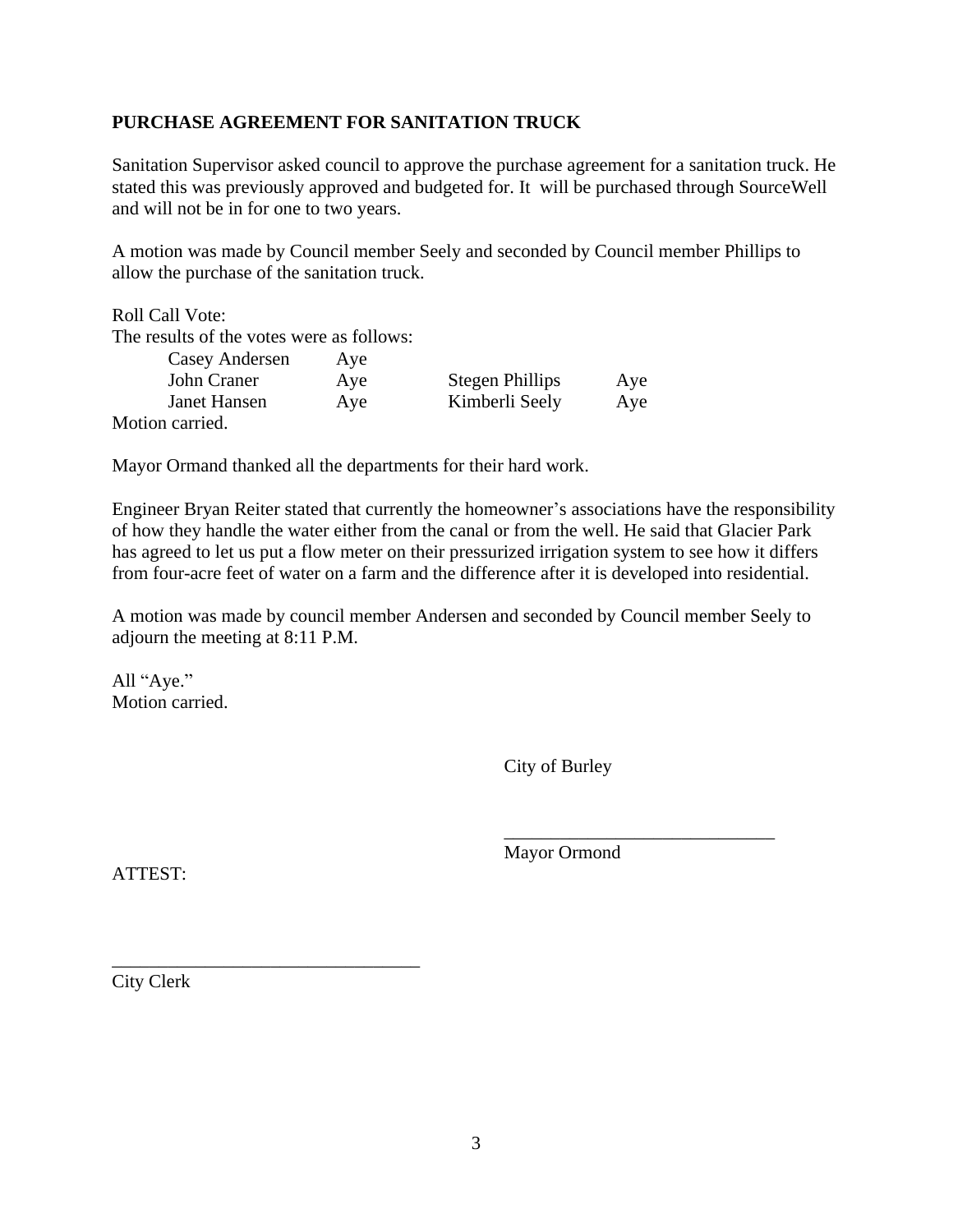**PURCHASE AGREEMENT FOR SANITATION TRUCK**

Sanitation Supervisor asked council to approve the purchase agreement for a sanitation truck. He stated this was previously approved and budgeted for. It will be purchased through SourceWell and will not be in for one to two years.

A motion was made by Council member Seely and seconded by Council member Phillips to allow the purchase of the sanitation truck.

Roll Call Vote:
The results of the votes were as follows:

| | | | |
|---|---|---|---|
| Casey Andersen | Aye | | |
| John Craner | Aye | Stegen Phillips | Aye |
| Janet Hansen | Aye | Kimberli Seely | Aye |

Motion carried.

Mayor Ormand thanked all the departments for their hard work.

Engineer Bryan Reiter stated that currently the homeowner's associations have the responsibility of how they handle the water either from the canal or from the well. He said that Glacier Park has agreed to let us put a flow meter on their pressurized irrigation system to see how it differs from four-acre feet of water on a farm and the difference after it is developed into residential.

A motion was made by council member Andersen and seconded by Council member Seely to adjourn the meeting at 8:11 P.M.

All "Aye."
Motion carried.

City of Burley

\_\_\_\_\_\_\_\_\_\_\_\_\_\_\_\_\_\_\_\_\_\_\_\_\_\_\_\_\_\_
Mayor Ormond

ATTEST:

\_\_\_\_\_\_\_\_\_\_\_\_\_\_\_\_\_\_\_\_\_\_\_\_\_\_\_\_\_\_\_\_\_\_
City Clerk